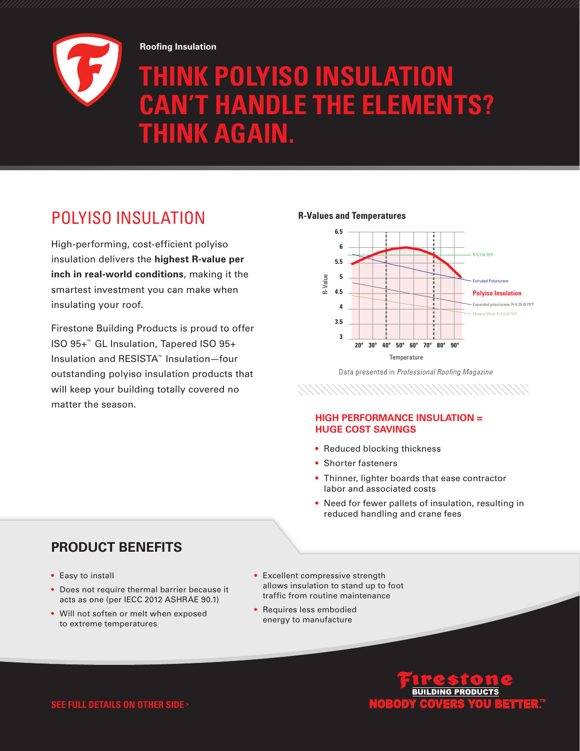Roofing Insulation

# THINK POLYISO INSULATION CAN'T HANDLE THE ELEMENTS? THINK AGAIN.

## POLYISO INSULATION

High-performing, cost-efficient polyiso insulation delivers the **highest R-value per inch in real-world conditions**, making it the smartest investment you can make when insulating your roof.

Firestone Building Products is proud to offer ISO 95+™ GL Insulation, Tapered ISO 95+ Insulation and RESISTA™ Insulation—four outstanding polyiso insulation products that will keep your building totally covered no matter the season.

**R-Values and Temperatures**

R-Value

6.5
6
5.5
5
4.5
4
3.5
3

20° 30° 40° 50° 60° 70° 80° 90°

Temperature

R-5.7 @ 75°F

Extruded Polystyrene

Polyiso Insulation

Expanded polystyrene: R-4.35 @ 75°F

Mineral Wool: R-4.0 @ 75°F

Data presented in *Professional Roofing Magazine*

### HIGH PERFORMANCE INSULATION = HUGE COST SAVINGS

- Reduced blocking thickness
- Shorter fasteners
- Thinner, lighter boards that ease contractor labor and associated costs
- Need for fewer pallets of insulation, resulting in reduced handling and crane fees

## PRODUCT BENEFITS

- Easy to install
- Does not require thermal barrier because it acts as one (per IECC 2012 ASHRAE 90.1)
- Will not soften or melt when exposed to extreme temperatures
- Excellent compressive strength allows insulation to stand up to foot traffic from routine maintenance
- Requires less embodied energy to manufacture

SEE FULL DETAILS ON OTHER SIDE >

Firestone BUILDING PRODUCTS
NOBODY COVERS YOU BETTER.™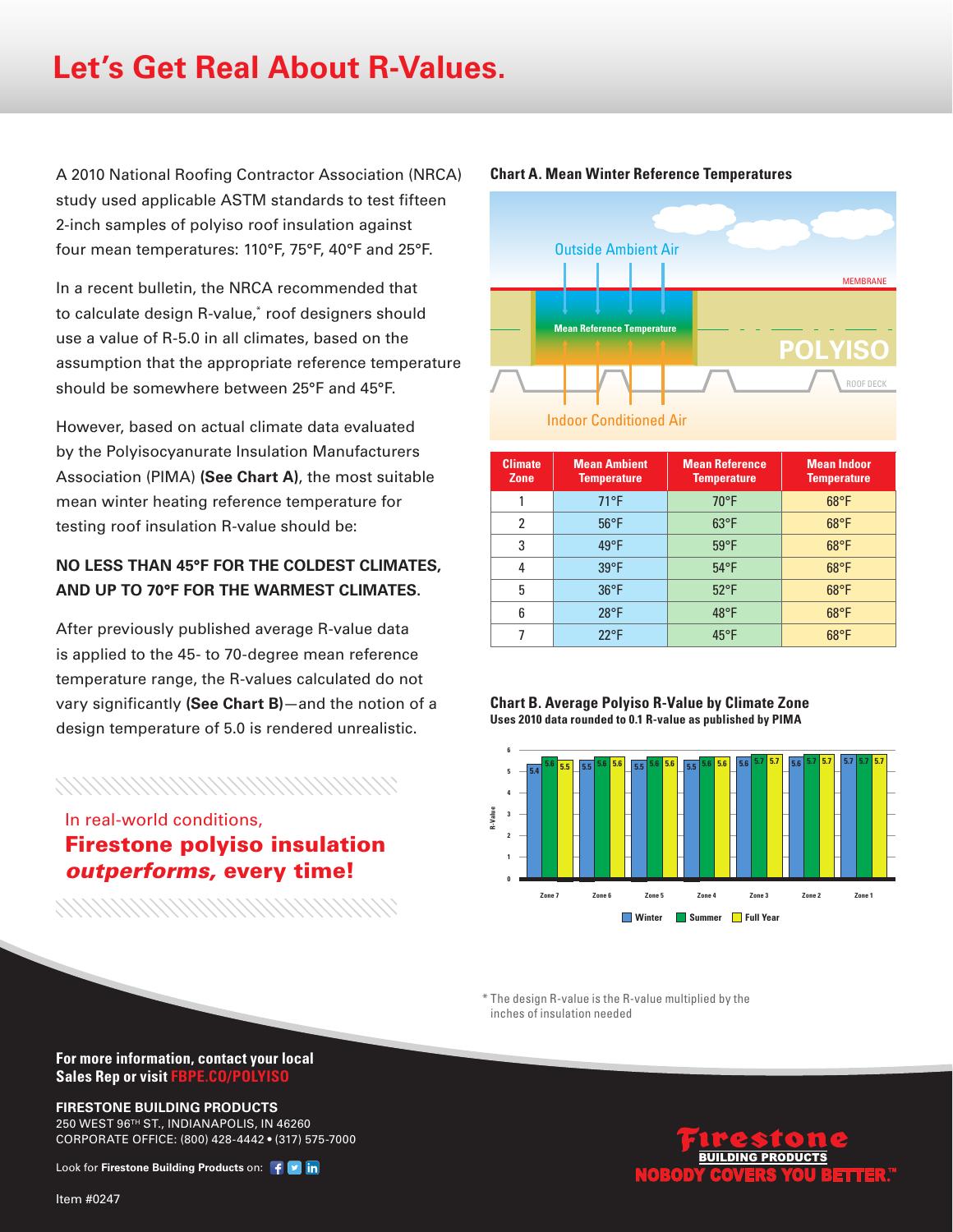# Let's Get Real About R-Values.

A 2010 National Roofing Contractor Association (NRCA) study used applicable ASTM standards to test fifteen 2-inch samples of polyiso roof insulation against four mean temperatures: 110°F, 75°F, 40°F and 25°F.

In a recent bulletin, the NRCA recommended that to calculate design R-value,* roof designers should use a value of R-5.0 in all climates, based on the assumption that the appropriate reference temperature should be somewhere between 25°F and 45°F.

However, based on actual climate data evaluated by the Polyisocyanurate Insulation Manufacturers Association (PIMA) **(See Chart A)**, the most suitable mean winter heating reference temperature for testing roof insulation R-value should be:

**NO LESS THAN 45°F FOR THE COLDEST CLIMATES, AND UP TO 70°F FOR THE WARMEST CLIMATES.**

After previously published average R-value data is applied to the 45- to 70-degree mean reference temperature range, the R-values calculated do not vary significantly **(See Chart B)**—and the notion of a design temperature of 5.0 is rendered unrealistic.

In real-world conditions,
**Firestone polyiso insulation *outperforms,* every time!**

**Chart A. Mean Winter Reference Temperatures**

Outside Ambient Air

MEMBRANE

Mean Reference Temperature

POLYISO

ROOF DECK

Indoor Conditioned Air

| Climate Zone | Mean Ambient Temperature | Mean Reference Temperature | Mean Indoor Temperature |
|---|---|---|---|
| 1 | 71°F | 70°F | 68°F |
| 2 | 56°F | 63°F | 68°F |
| 3 | 49°F | 59°F | 68°F |
| 4 | 39°F | 54°F | 68°F |
| 5 | 36°F | 52°F | 68°F |
| 6 | 28°F | 48°F | 68°F |
| 7 | 22°F | 45°F | 68°F |

**Chart B. Average Polyiso R-Value by Climate Zone**
**Uses 2010 data rounded to 0.1 R-value as published by PIMA**

R-Value

0 1 2 3 4 5 6

Zone 7: 5.4 5.6 5.5
Zone 6: 5.5 5.6 5.6
Zone 5: 5.5 5.6 5.6
Zone 4: 5.5 5.6 5.6
Zone 3: 5.6 5.7 5.7
Zone 2: 5.6 5.7 5.7
Zone 1: 5.7 5.7 5.7

Winter Summer Full Year

* The design R-value is the R-value multiplied by the inches of insulation needed

**For more information, contact your local Sales Rep or visit FBPE.CO/POLYISO**

**FIRESTONE BUILDING PRODUCTS**
250 WEST 96TH ST., INDIANAPOLIS, IN 46260
CORPORATE OFFICE: (800) 428-4442 • (317) 575-7000

Look for **Firestone Building Products** on:

Firestone BUILDING PRODUCTS
NOBODY COVERS YOU BETTER.™

Item #0247